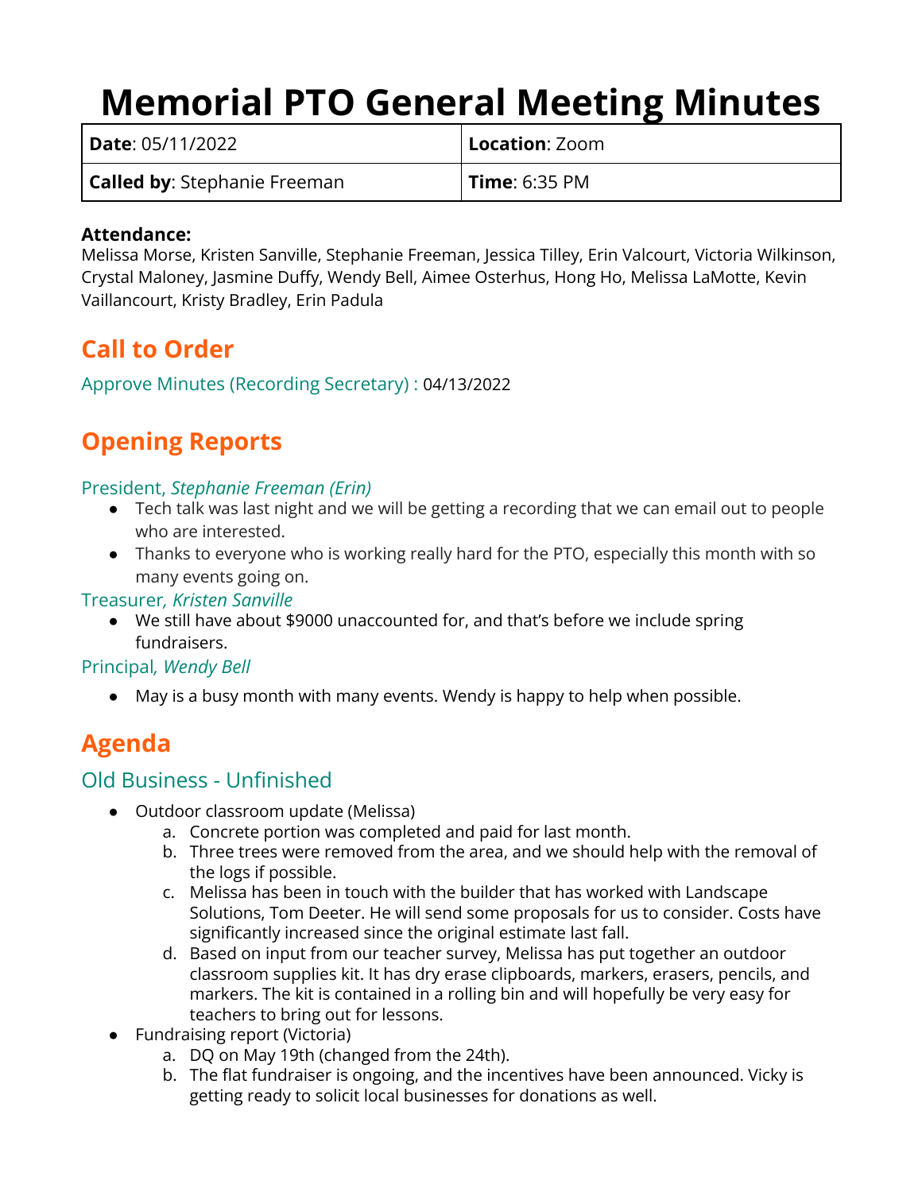# Memorial PTO General Meeting Minutes

| **Date**: 05/11/2022 | **Location**: Zoom |
|---|---|
| **Called by**: Stephanie Freeman | **Time**: 6:35 PM |

**Attendance:**
Melissa Morse, Kristen Sanville, Stephanie Freeman, Jessica Tilley, Erin Valcourt, Victoria Wilkinson, Crystal Maloney, Jasmine Duffy, Wendy Bell, Aimee Osterhus, Hong Ho, Melissa LaMotte, Kevin Vaillancourt, Kristy Bradley, Erin Padula

## Call to Order

Approve Minutes (Recording Secretary) : 04/13/2022

## Opening Reports

### President, *Stephanie Freeman (Erin)*

- Tech talk was last night and we will be getting a recording that we can email out to people who are interested.
- Thanks to everyone who is working really hard for the PTO, especially this month with so many events going on.

### Treasurer*, Kristen Sanville*

- We still have about $9000 unaccounted for, and that's before we include spring fundraisers.

### Principal*, Wendy Bell*

- May is a busy month with many events. Wendy is happy to help when possible.

## Agenda

### Old Business - Unfinished

- Outdoor classroom update (Melissa)
  a. Concrete portion was completed and paid for last month.
  b. Three trees were removed from the area, and we should help with the removal of the logs if possible.
  c. Melissa has been in touch with the builder that has worked with Landscape Solutions, Tom Deeter. He will send some proposals for us to consider. Costs have significantly increased since the original estimate last fall.
  d. Based on input from our teacher survey, Melissa has put together an outdoor classroom supplies kit. It has dry erase clipboards, markers, erasers, pencils, and markers. The kit is contained in a rolling bin and will hopefully be very easy for teachers to bring out for lessons.
- Fundraising report (Victoria)
  a. DQ on May 19th (changed from the 24th).
  b. The flat fundraiser is ongoing, and the incentives have been announced. Vicky is getting ready to solicit local businesses for donations as well.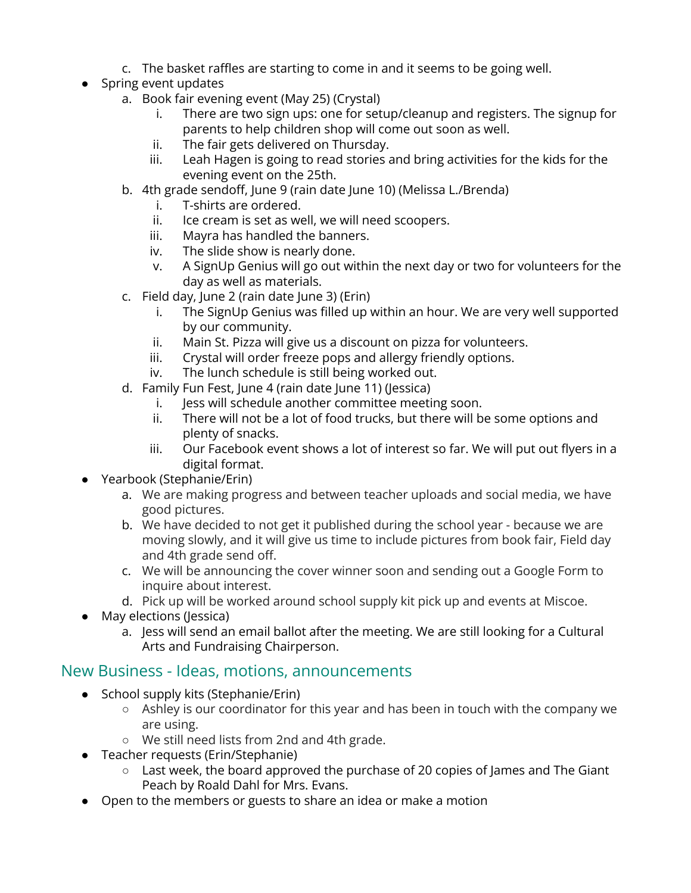c. The basket raffles are starting to come in and it seems to be going well.

- Spring event updates
   a. Book fair evening event (May 25) (Crystal)
      i. There are two sign ups: one for setup/cleanup and registers. The signup for parents to help children shop will come out soon as well.
      ii. The fair gets delivered on Thursday.
      iii. Leah Hagen is going to read stories and bring activities for the kids for the evening event on the 25th.
   b. 4th grade sendoff, June 9 (rain date June 10) (Melissa L./Brenda)
      i. T-shirts are ordered.
      ii. Ice cream is set as well, we will need scoopers.
      iii. Mayra has handled the banners.
      iv. The slide show is nearly done.
      v. A SignUp Genius will go out within the next day or two for volunteers for the day as well as materials.
   c. Field day, June 2 (rain date June 3) (Erin)
      i. The SignUp Genius was filled up within an hour. We are very well supported by our community.
      ii. Main St. Pizza will give us a discount on pizza for volunteers.
      iii. Crystal will order freeze pops and allergy friendly options.
      iv. The lunch schedule is still being worked out.
   d. Family Fun Fest, June 4 (rain date June 11) (Jessica)
      i. Jess will schedule another committee meeting soon.
      ii. There will not be a lot of food trucks, but there will be some options and plenty of snacks.
      iii. Our Facebook event shows a lot of interest so far. We will put out flyers in a digital format.
- Yearbook (Stephanie/Erin)
   a. We are making progress and between teacher uploads and social media, we have good pictures.
   b. We have decided to not get it published during the school year - because we are moving slowly, and it will give us time to include pictures from book fair, Field day and 4th grade send off.
   c. We will be announcing the cover winner soon and sending out a Google Form to inquire about interest.
   d. Pick up will be worked around school supply kit pick up and events at Miscoe.
- May elections (Jessica)
   a. Jess will send an email ballot after the meeting. We are still looking for a Cultural Arts and Fundraising Chairperson.

## New Business - Ideas, motions, announcements

- School supply kits (Stephanie/Erin)
   - Ashley is our coordinator for this year and has been in touch with the company we are using.
   - We still need lists from 2nd and 4th grade.
- Teacher requests (Erin/Stephanie)
   - Last week, the board approved the purchase of 20 copies of James and The Giant Peach by Roald Dahl for Mrs. Evans.
- Open to the members or guests to share an idea or make a motion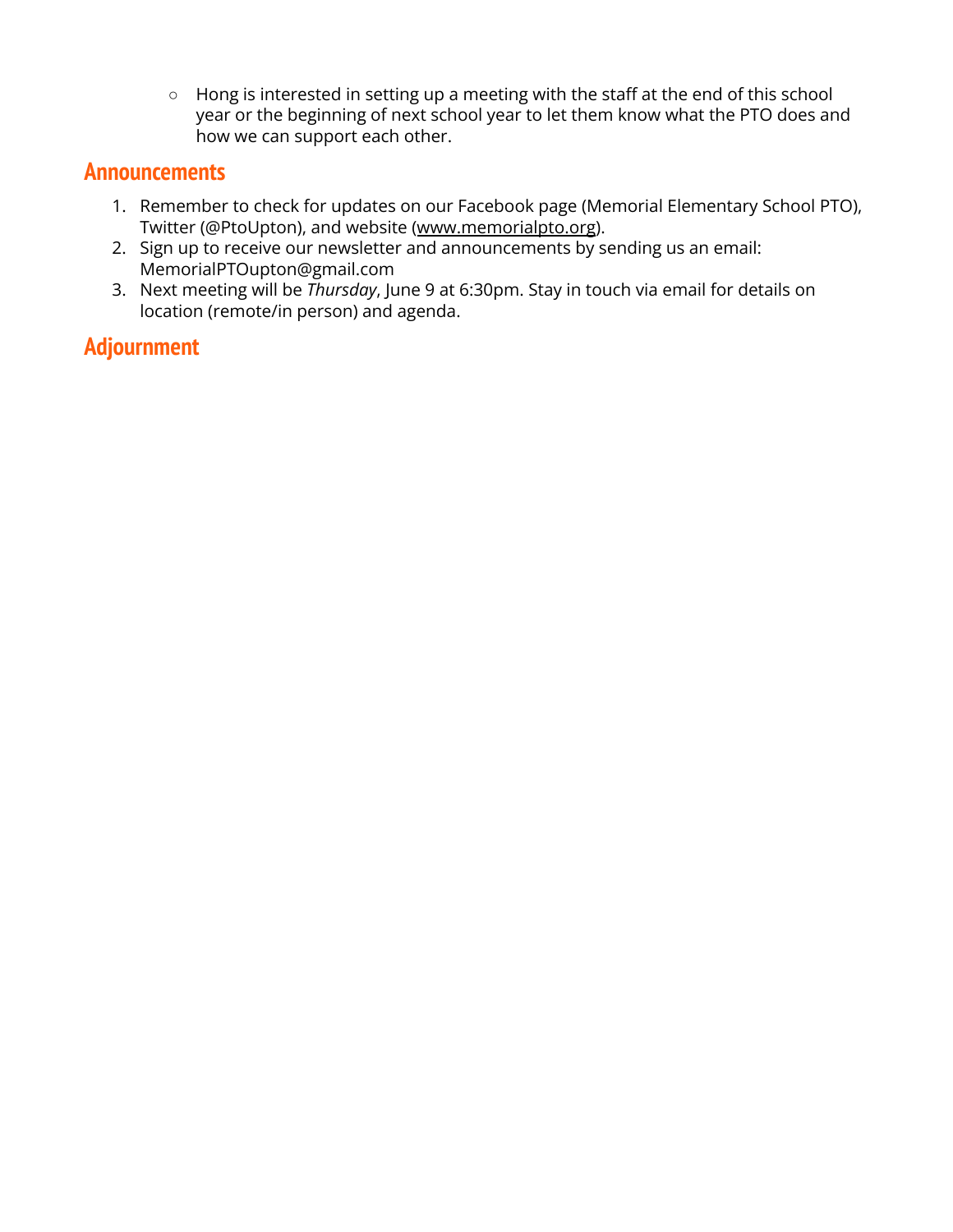- Hong is interested in setting up a meeting with the staff at the end of this school year or the beginning of next school year to let them know what the PTO does and how we can support each other.

## Announcements

1. Remember to check for updates on our Facebook page (Memorial Elementary School PTO), Twitter (@PtoUpton), and website (www.memorialpto.org).
2. Sign up to receive our newsletter and announcements by sending us an email: MemorialPTOupton@gmail.com
3. Next meeting will be *Thursday*, June 9 at 6:30pm. Stay in touch via email for details on location (remote/in person) and agenda.

## Adjournment